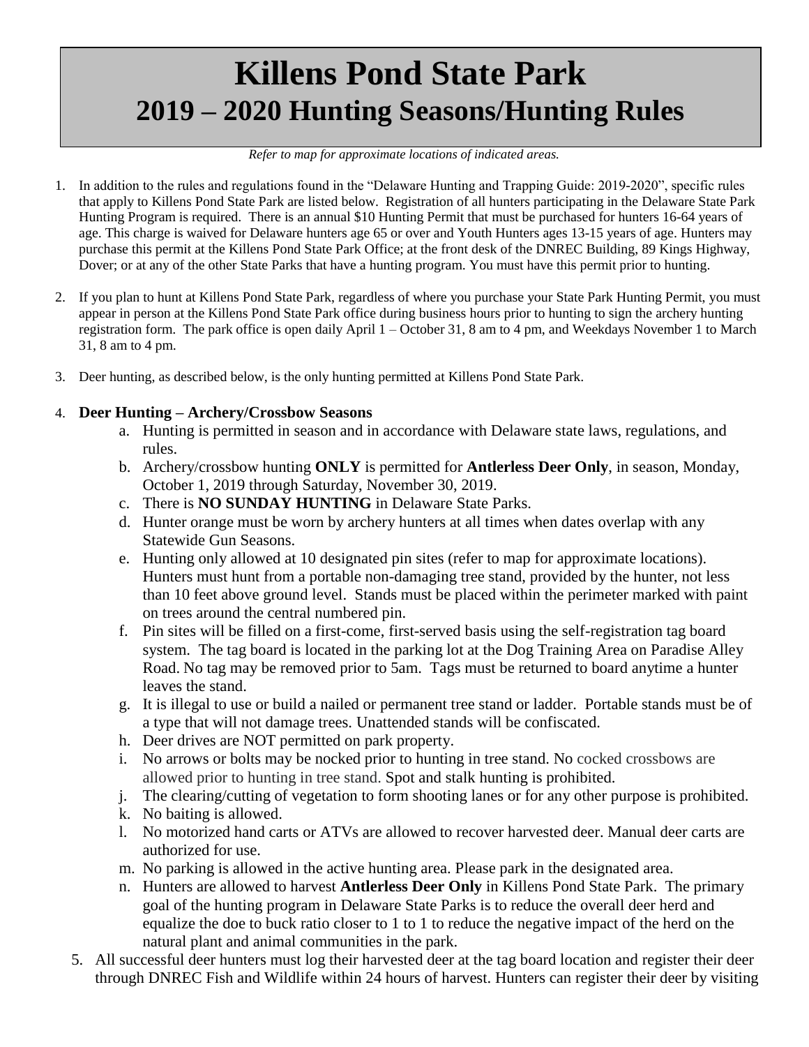# Killens Pond State Park
## 2019 – 2020 Hunting Seasons/Hunting Rules

*Refer to map for approximate locations of indicated areas.*

1. In addition to the rules and regulations found in the "Delaware Hunting and Trapping Guide: 2019-2020", specific rules that apply to Killens Pond State Park are listed below. Registration of all hunters participating in the Delaware State Park Hunting Program is required. There is an annual $10 Hunting Permit that must be purchased for hunters 16-64 years of age. This charge is waived for Delaware hunters age 65 or over and Youth Hunters ages 13-15 years of age. Hunters may purchase this permit at the Killens Pond State Park Office; at the front desk of the DNREC Building, 89 Kings Highway, Dover; or at any of the other State Parks that have a hunting program. You must have this permit prior to hunting.

2. If you plan to hunt at Killens Pond State Park, regardless of where you purchase your State Park Hunting Permit, you must appear in person at the Killens Pond State Park office during business hours prior to hunting to sign the archery hunting registration form. The park office is open daily April 1 – October 31, 8 am to 4 pm, and Weekdays November 1 to March 31, 8 am to 4 pm.

3. Deer hunting, as described below, is the only hunting permitted at Killens Pond State Park.

4. **Deer Hunting – Archery/Crossbow Seasons**
   a. Hunting is permitted in season and in accordance with Delaware state laws, regulations, and rules.
   b. Archery/crossbow hunting **ONLY** is permitted for **Antlerless Deer Only**, in season, Monday, October 1, 2019 through Saturday, November 30, 2019.
   c. There is **NO SUNDAY HUNTING** in Delaware State Parks.
   d. Hunter orange must be worn by archery hunters at all times when dates overlap with any Statewide Gun Seasons.
   e. Hunting only allowed at 10 designated pin sites (refer to map for approximate locations). Hunters must hunt from a portable non-damaging tree stand, provided by the hunter, not less than 10 feet above ground level. Stands must be placed within the perimeter marked with paint on trees around the central numbered pin.
   f. Pin sites will be filled on a first-come, first-served basis using the self-registration tag board system. The tag board is located in the parking lot at the Dog Training Area on Paradise Alley Road. No tag may be removed prior to 5am. Tags must be returned to board anytime a hunter leaves the stand.
   g. It is illegal to use or build a nailed or permanent tree stand or ladder. Portable stands must be of a type that will not damage trees. Unattended stands will be confiscated.
   h. Deer drives are NOT permitted on park property.
   i. No arrows or bolts may be nocked prior to hunting in tree stand. No cocked crossbows are allowed prior to hunting in tree stand. Spot and stalk hunting is prohibited.
   j. The clearing/cutting of vegetation to form shooting lanes or for any other purpose is prohibited.
   k. No baiting is allowed.
   l. No motorized hand carts or ATVs are allowed to recover harvested deer. Manual deer carts are authorized for use.
   m. No parking is allowed in the active hunting area. Please park in the designated area.
   n. Hunters are allowed to harvest **Antlerless Deer Only** in Killens Pond State Park. The primary goal of the hunting program in Delaware State Parks is to reduce the overall deer herd and equalize the doe to buck ratio closer to 1 to 1 to reduce the negative impact of the herd on the natural plant and animal communities in the park.

5. All successful deer hunters must log their harvested deer at the tag board location and register their deer through DNREC Fish and Wildlife within 24 hours of harvest. Hunters can register their deer by visiting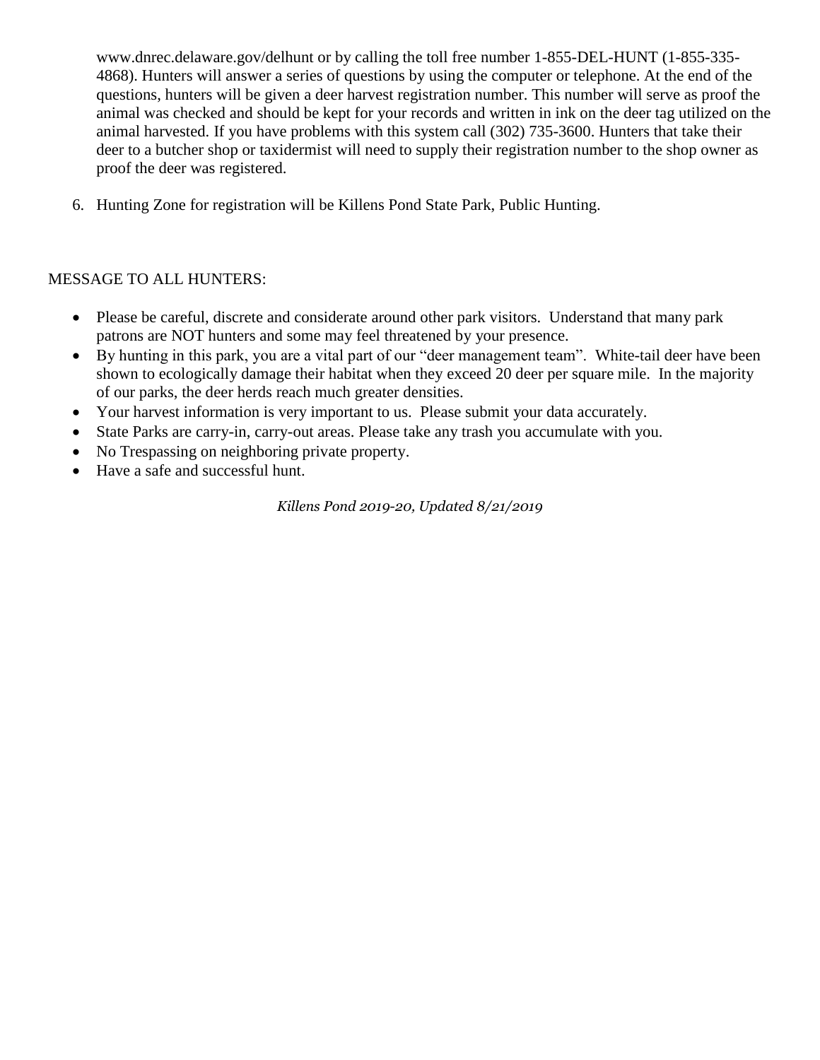www.dnrec.delaware.gov/delhunt or by calling the toll free number 1-855-DEL-HUNT (1-855-335-4868). Hunters will answer a series of questions by using the computer or telephone. At the end of the questions, hunters will be given a deer harvest registration number. This number will serve as proof the animal was checked and should be kept for your records and written in ink on the deer tag utilized on the animal harvested. If you have problems with this system call (302) 735-3600. Hunters that take their deer to a butcher shop or taxidermist will need to supply their registration number to the shop owner as proof the deer was registered.

6. Hunting Zone for registration will be Killens Pond State Park, Public Hunting.

MESSAGE TO ALL HUNTERS:

- Please be careful, discrete and considerate around other park visitors. Understand that many park patrons are NOT hunters and some may feel threatened by your presence.
- By hunting in this park, you are a vital part of our "deer management team". White-tail deer have been shown to ecologically damage their habitat when they exceed 20 deer per square mile. In the majority of our parks, the deer herds reach much greater densities.
- Your harvest information is very important to us. Please submit your data accurately.
- State Parks are carry-in, carry-out areas. Please take any trash you accumulate with you.
- No Trespassing on neighboring private property.
- Have a safe and successful hunt.

*Killens Pond 2019-20, Updated 8/21/2019*